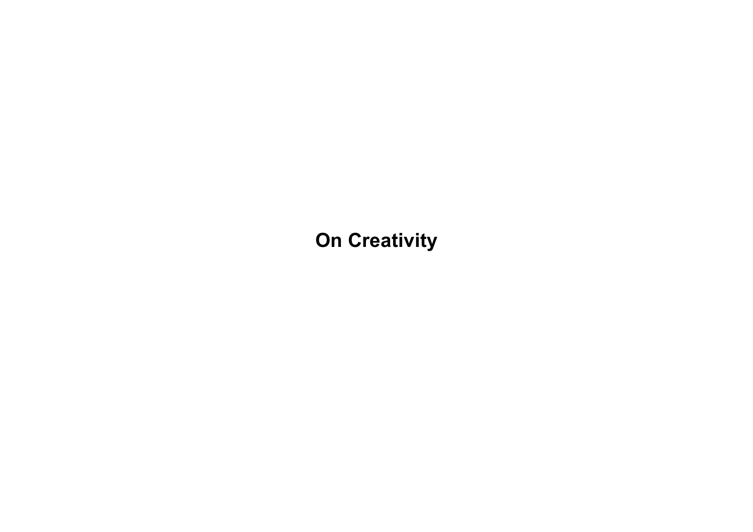# On Creativity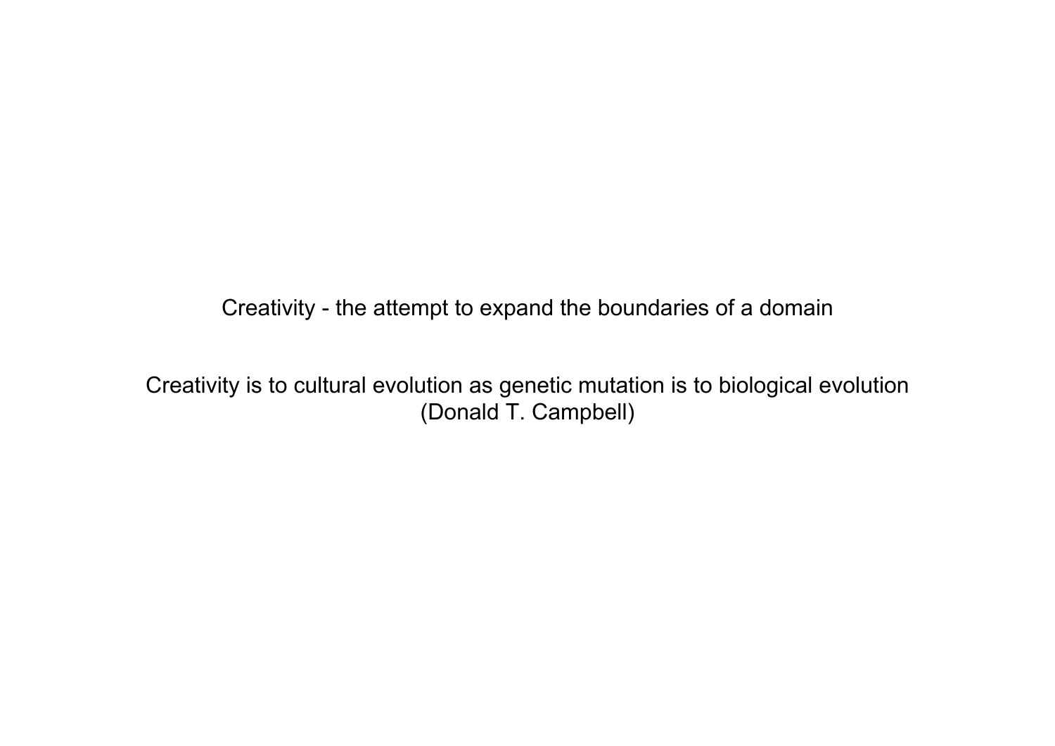Creativity - the attempt to expand the boundaries of a domain

Creativity is to cultural evolution as genetic mutation is to biological evolution
(Donald T. Campbell)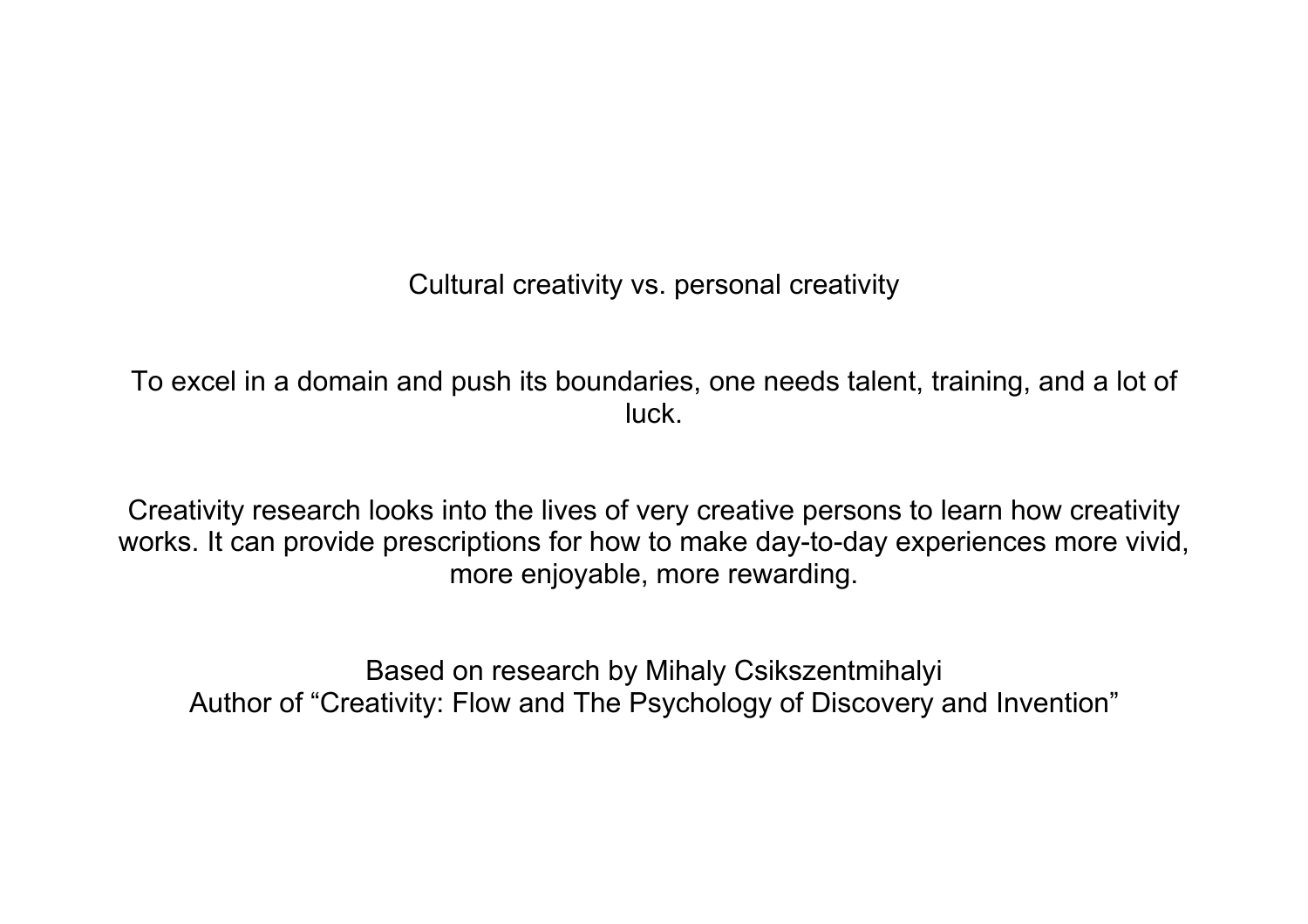Cultural creativity vs. personal creativity

To excel in a domain and push its boundaries, one needs talent, training, and a lot of luck.

Creativity research looks into the lives of very creative persons to learn how creativity works. It can provide prescriptions for how to make day-to-day experiences more vivid, more enjoyable, more rewarding.

Based on research by Mihaly Csikszentmihalyi
Author of “Creativity: Flow and The Psychology of Discovery and Invention”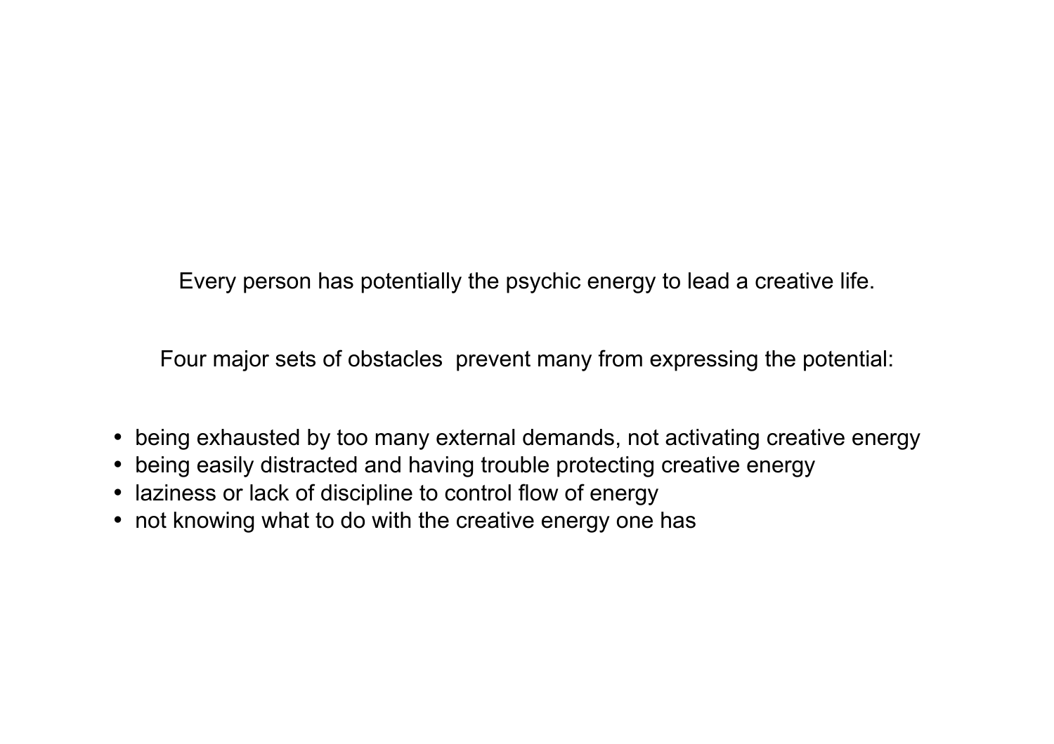Every person has potentially the psychic energy to lead a creative life.

Four major sets of obstacles  prevent many from expressing the potential:

- being exhausted by too many external demands, not activating creative energy
- being easily distracted and having trouble protecting creative energy
- laziness or lack of discipline to control flow of energy
- not knowing what to do with the creative energy one has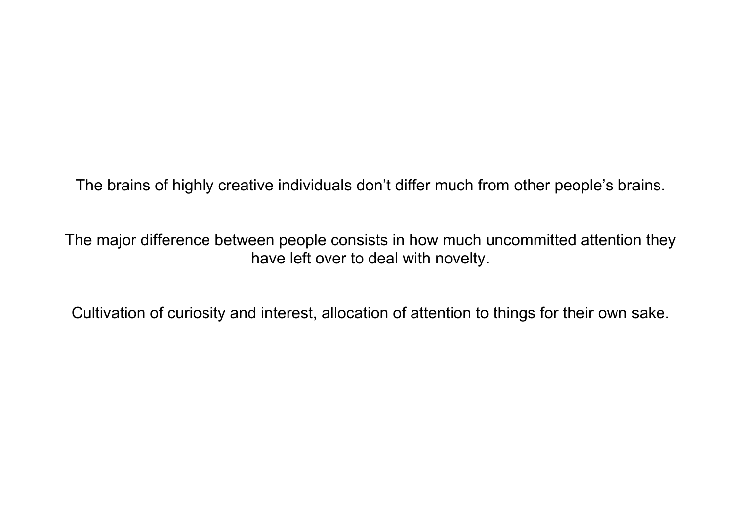The brains of highly creative individuals don’t differ much from other people’s brains.

The major difference between people consists in how much uncommitted attention they have left over to deal with novelty.

Cultivation of curiosity and interest, allocation of attention to things for their own sake.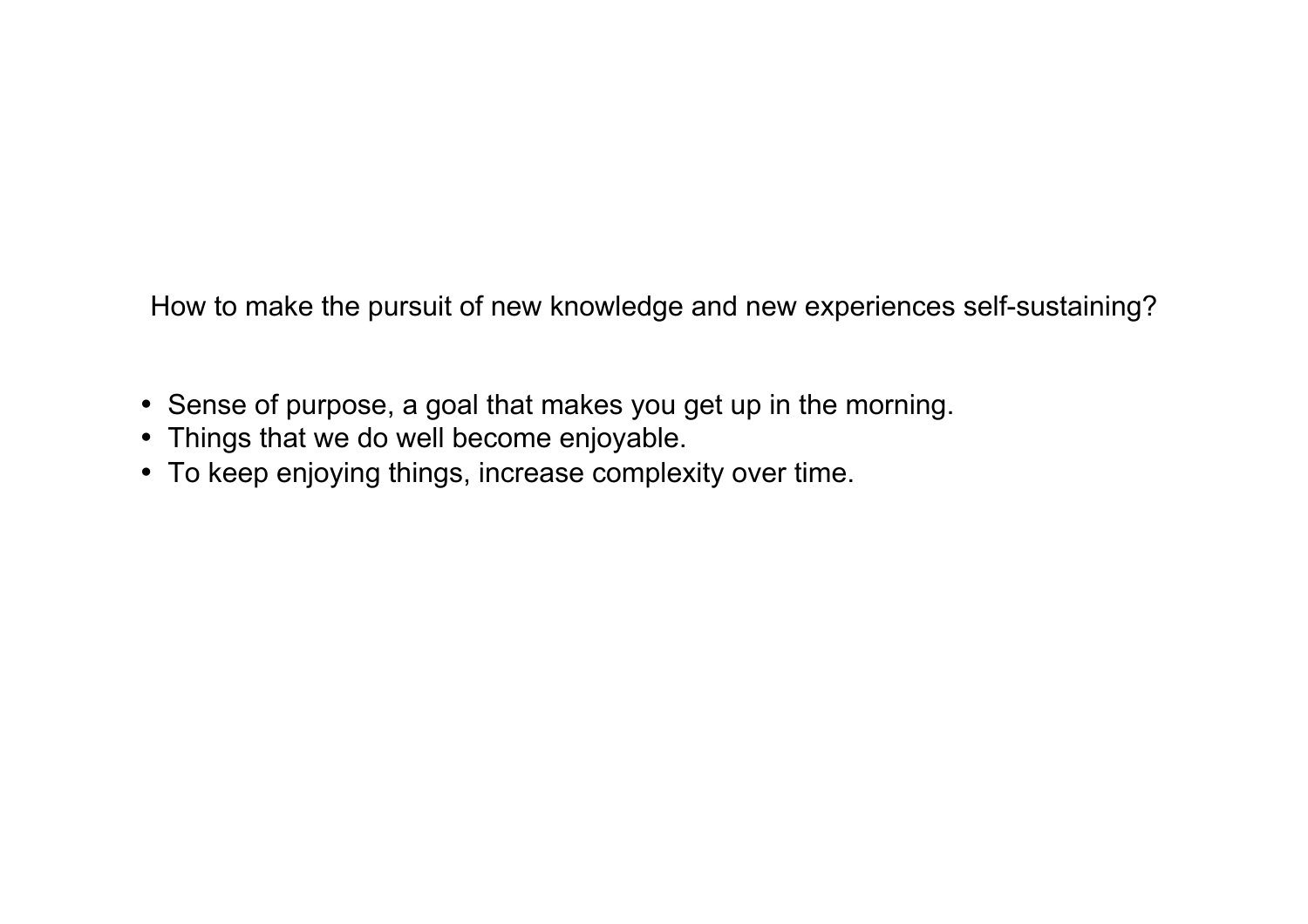How to make the pursuit of new knowledge and new experiences self-sustaining?

- Sense of purpose, a goal that makes you get up in the morning.
- Things that we do well become enjoyable.
- To keep enjoying things, increase complexity over time.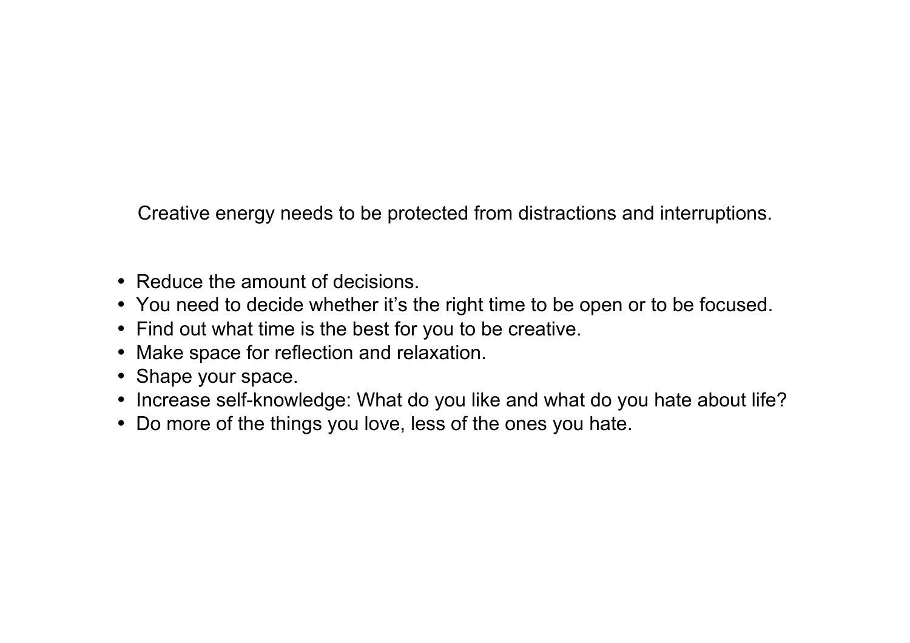Creative energy needs to be protected from distractions and interruptions.

- Reduce the amount of decisions.
- You need to decide whether it’s the right time to be open or to be focused.
- Find out what time is the best for you to be creative.
- Make space for reflection and relaxation.
- Shape your space.
- Increase self-knowledge: What do you like and what do you hate about life?
- Do more of the things you love, less of the ones you hate.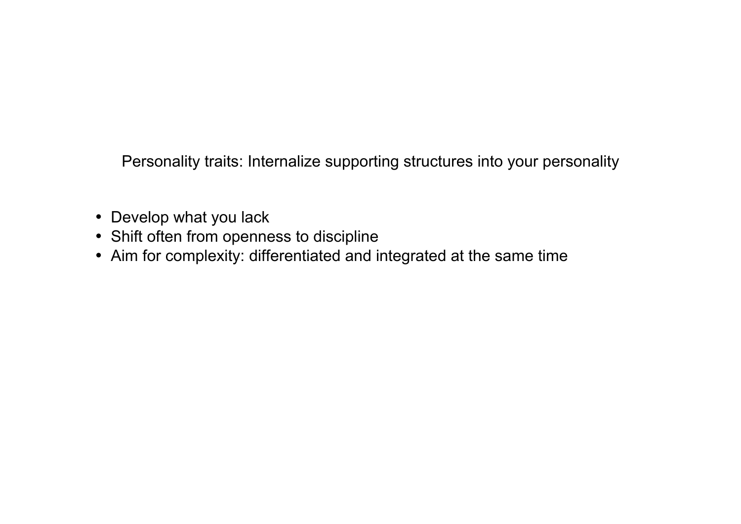## Personality traits: Internalize supporting structures into your personality

- Develop what you lack
- Shift often from openness to discipline
- Aim for complexity: differentiated and integrated at the same time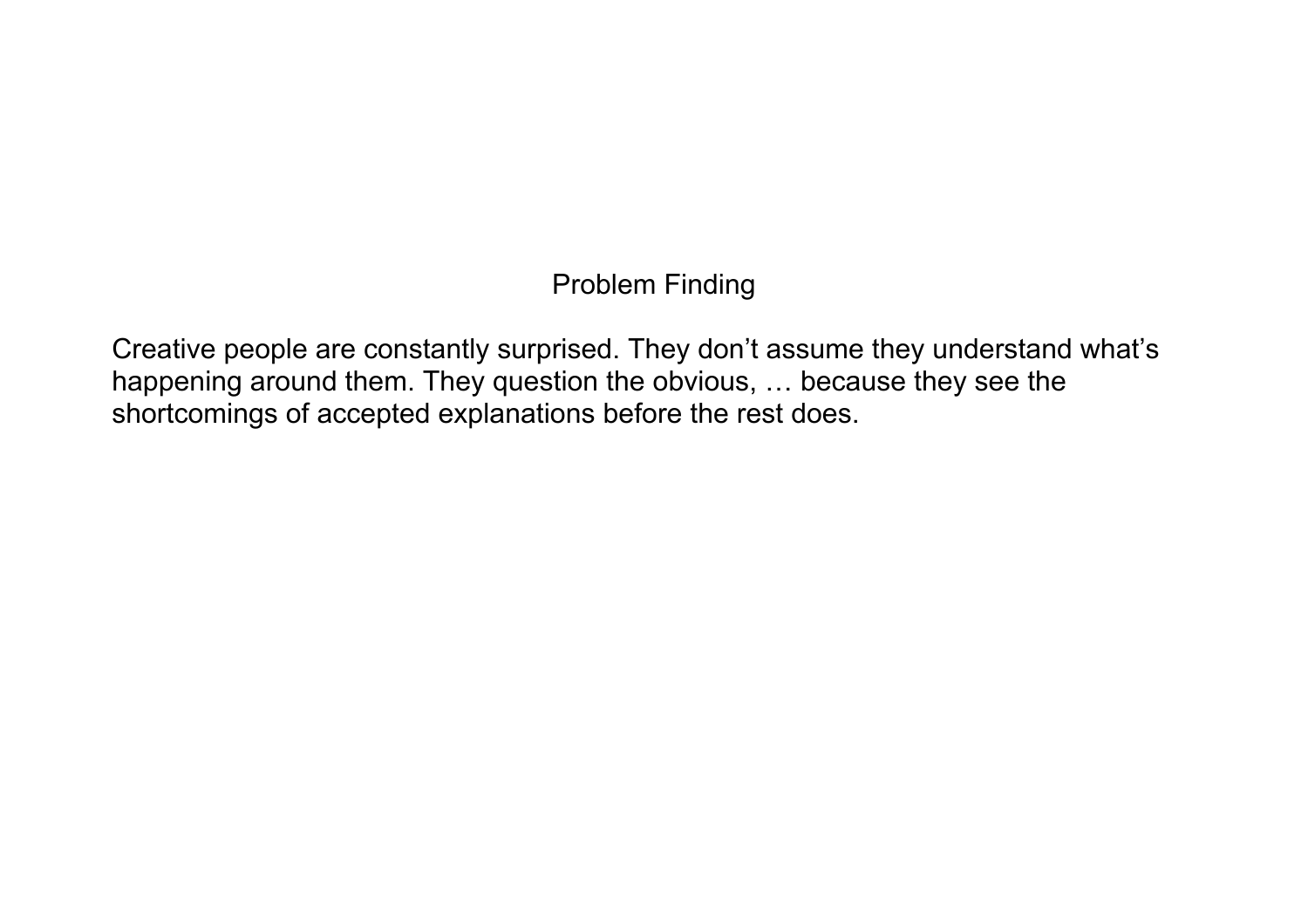## Problem Finding

Creative people are constantly surprised. They don’t assume they understand what’s happening around them. They question the obvious, … because they see the shortcomings of accepted explanations before the rest does.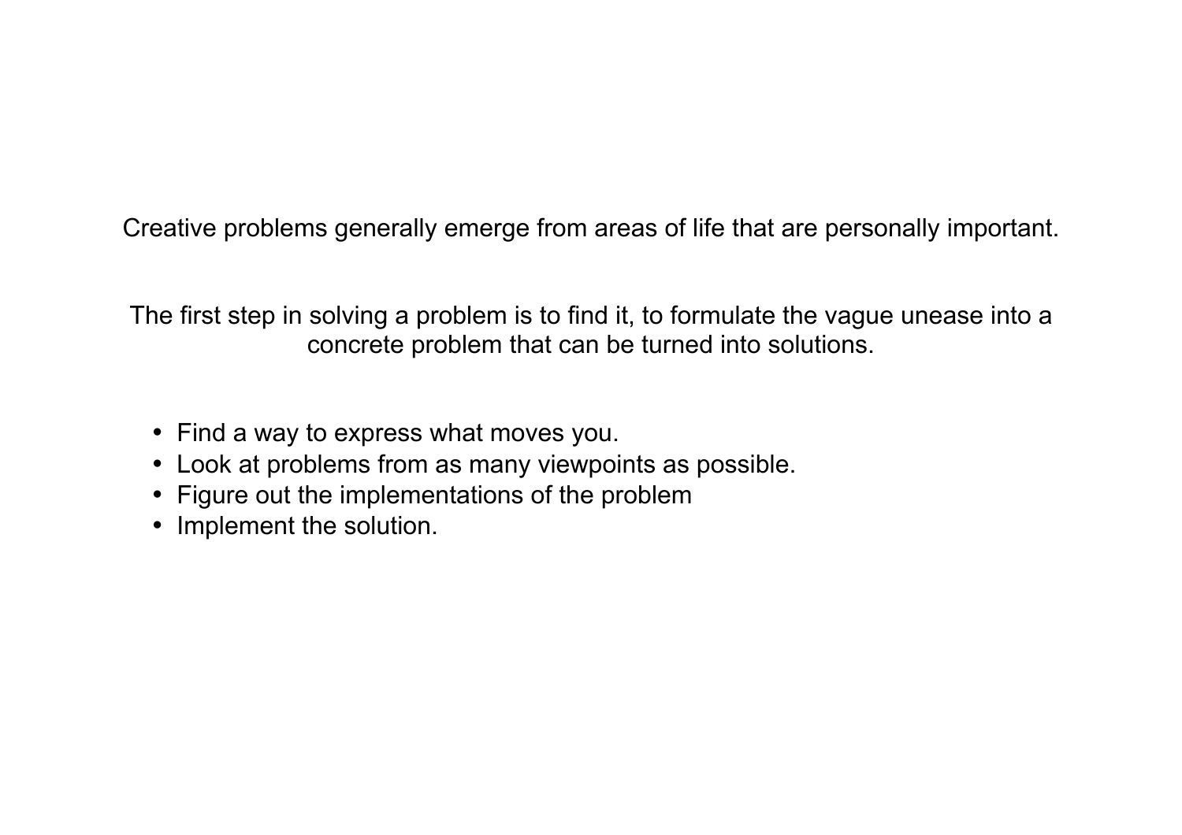Creative problems generally emerge from areas of life that are personally important.

The first step in solving a problem is to find it, to formulate the vague unease into a concrete problem that can be turned into solutions.

- Find a way to express what moves you.
- Look at problems from as many viewpoints as possible.
- Figure out the implementations of the problem
- Implement the solution.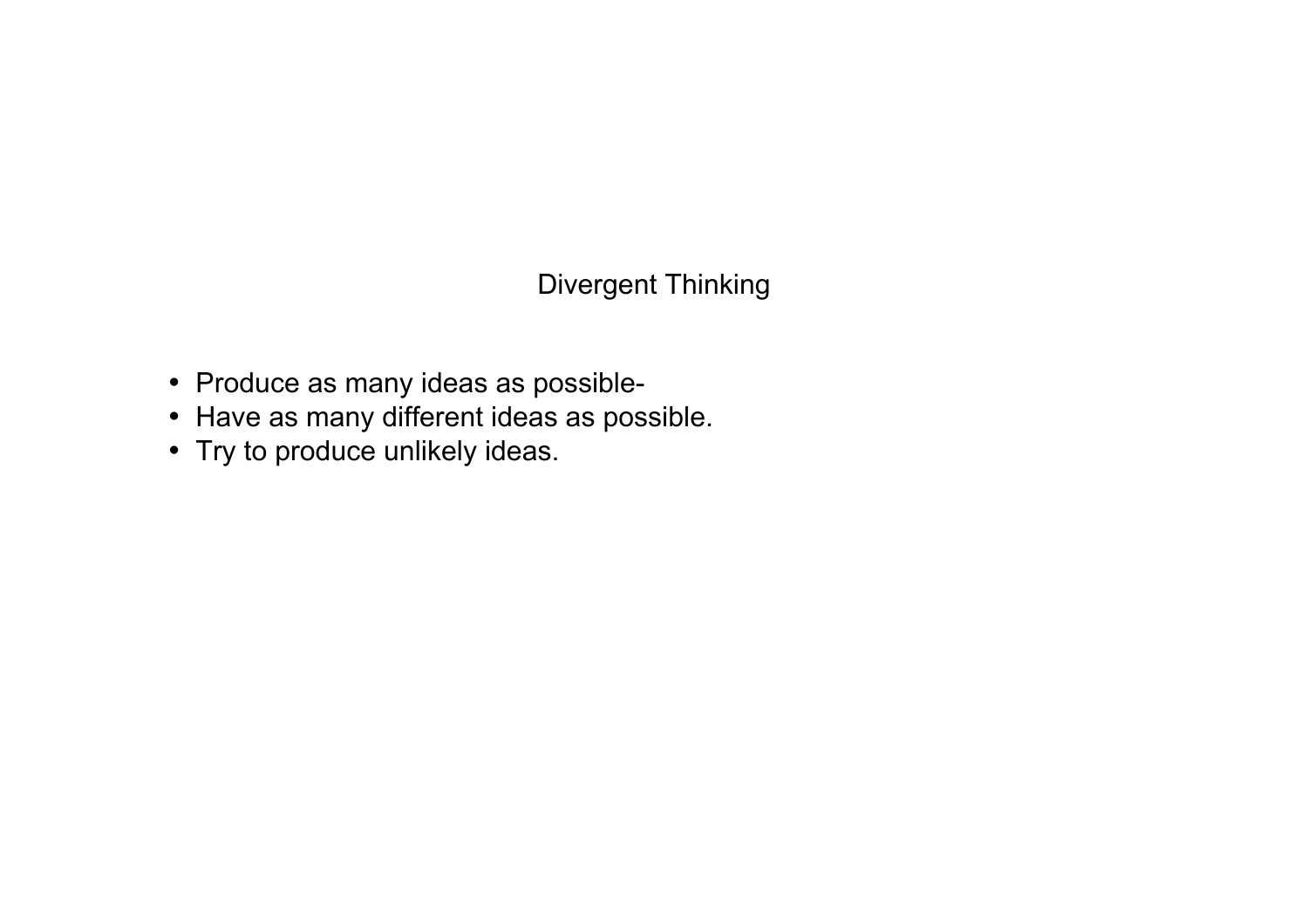# Divergent Thinking

- Produce as many ideas as possible-
- Have as many different ideas as possible.
- Try to produce unlikely ideas.